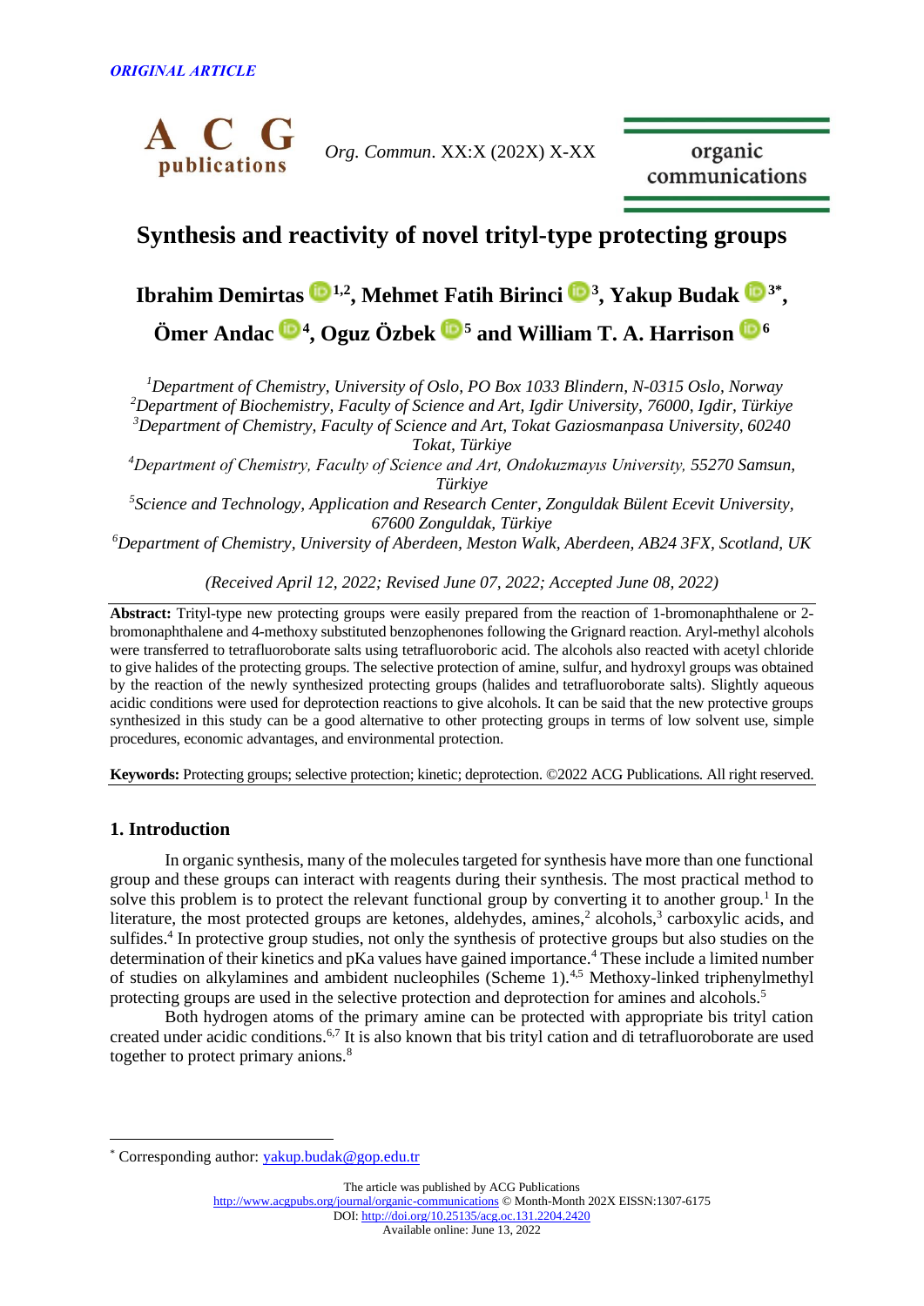ORIGINAL ARTICLE

# Synthesis and reactivity of novel trityl-type protecting groups

**Ibrahim Demirtas [1,2], Mehmet Fatih Birinci [3], Yakup Budak [3*], Ömer Andac [4], Oguz Özbek [5] and William T. A. Harrison [6]**

[1]*Department of Chemistry, University of Oslo, PO Box 1033 Blindern, N-0315 Oslo, Norway*
[2]*Department of Biochemistry, Faculty of Science and Art, Igdir University, 76000, Igdir, Türkiye*
[3]*Department of Chemistry, Faculty of Science and Art, Tokat Gaziosmanpasa University, 60240 Tokat, Türkiye*
[4]*Department of Chemistry, Faculty of Science and Art, Ondokuzmayıs University, 55270 Samsun, Türkiye*
[5]*Science and Technology, Application and Research Center, Zonguldak Bülent Ecevit University, 67600 Zonguldak, Türkiye*
[6]*Department of Chemistry, University of Aberdeen, Meston Walk, Aberdeen, AB24 3FX, Scotland, UK*

*(Received April 12, 2022; Revised June 07, 2022; Accepted June 08, 2022)*

**Abstract:** Trityl-type new protecting groups were easily prepared from the reaction of 1-bromonaphthalene or 2-bromonaphthalene and 4-methoxy substituted benzophenones following the Grignard reaction. Aryl-methyl alcohols were transferred to tetrafluoroborate salts using tetrafluoroboric acid. The alcohols also reacted with acetyl chloride to give halides of the protecting groups. The selective protection of amine, sulfur, and hydroxyl groups was obtained by the reaction of the newly synthesized protecting groups (halides and tetrafluoroborate salts). Slightly aqueous acidic conditions were used for deprotection reactions to give alcohols. It can be said that the new protective groups synthesized in this study can be a good alternative to other protecting groups in terms of low solvent use, simple procedures, economic advantages, and environmental protection.

**Keywords:** Protecting groups; selective protection; kinetic; deprotection. ©2022 ACG Publications. All right reserved.

## 1. Introduction

In organic synthesis, many of the molecules targeted for synthesis have more than one functional group and these groups can interact with reagents during their synthesis. The most practical method to solve this problem is to protect the relevant functional group by converting it to another group.[1] In the literature, the most protected groups are ketones, aldehydes, amines,[2] alcohols,[3] carboxylic acids, and sulfides.[4] In protective group studies, not only the synthesis of protective groups but also studies on the determination of their kinetics and pKa values have gained importance.[4] These include a limited number of studies on alkylamines and ambident nucleophiles (Scheme 1).[4,5] Methoxy-linked triphenylmethyl protecting groups are used in the selective protection and deprotection for amines and alcohols.[5]

Both hydrogen atoms of the primary amine can be protected with appropriate bis trityl cation created under acidic conditions.[6,7] It is also known that bis trityl cation and di tetrafluoroborate are used together to protect primary anions.[8]

---

[*] Corresponding author: yakup.budak@gop.edu.tr

The article was published by ACG Publications
http://www.acgpubs.org/journal/organic-communications © Month-Month 202X EISSN:1307-6175
DOI: http://doi.org/10.25135/acg.oc.131.2204.2420
Available online: June 13, 2022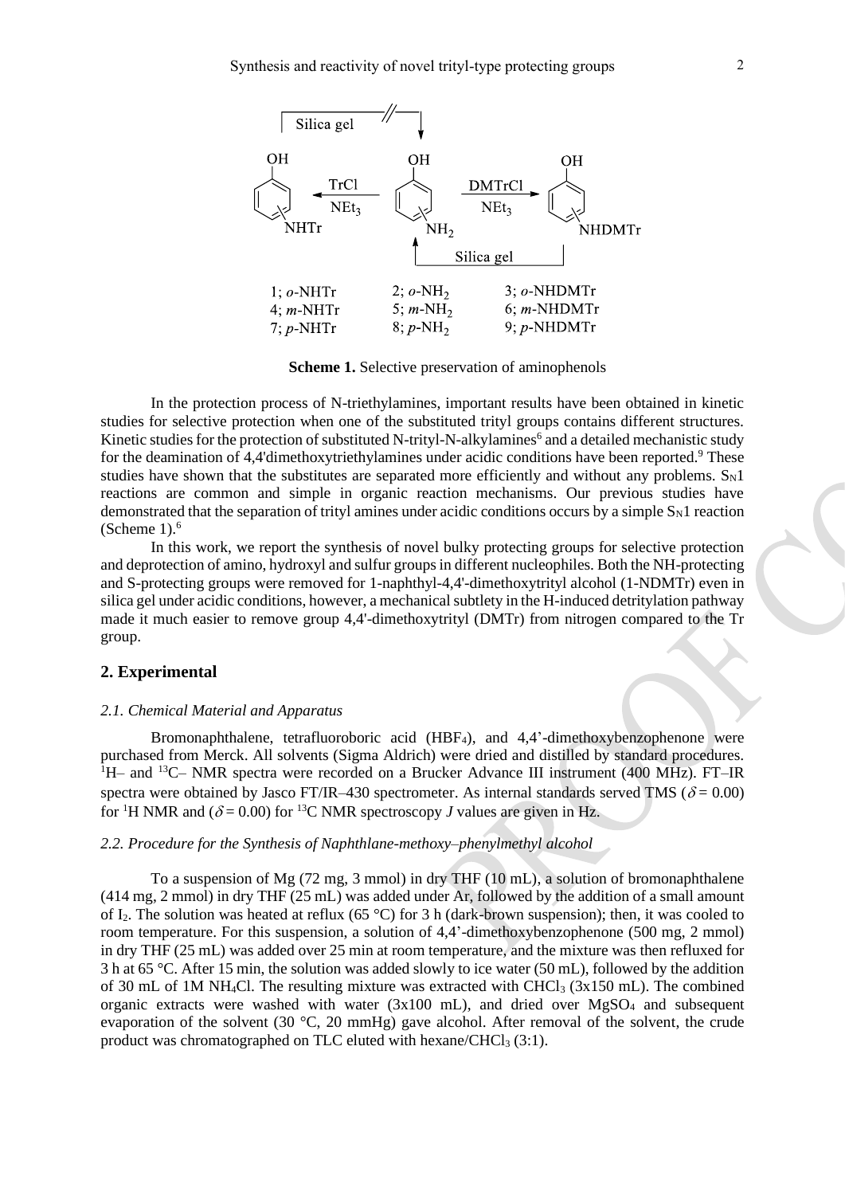Silica gel

| | | |
|---|---|---|
| 1; *o*-NHTr | 2; *o*-NH$_2$ | 3; *o*-NHDMTr |
| 4; *m*-NHTr | 5; *m*-NH$_2$ | 6; *m*-NHDMTr |
| 7; *p*-NHTr | 8; *p*-NH$_2$ | 9; *p*-NHDMTr |

**Scheme 1.** Selective preservation of aminophenols

In the protection process of N-triethylamines, important results have been obtained in kinetic studies for selective protection when one of the substituted trityl groups contains different structures. Kinetic studies for the protection of substituted N-trityl-N-alkylamines[6] and a detailed mechanistic study for the deamination of 4,4'dimethoxytriethylamines under acidic conditions have been reported.[9] These studies have shown that the substitutes are separated more efficiently and without any problems. $S_N1$ reactions are common and simple in organic reaction mechanisms. Our previous studies have demonstrated that the separation of trityl amines under acidic conditions occurs by a simple $S_N1$ reaction (Scheme 1).[6]

In this work, we report the synthesis of novel bulky protecting groups for selective protection and deprotection of amino, hydroxyl and sulfur groups in different nucleophiles. Both the NH-protecting and S-protecting groups were removed for 1-naphthyl-4,4'-dimethoxytrityl alcohol (1-NDMTr) even in silica gel under acidic conditions, however, a mechanical subtlety in the H-induced detritylation pathway made it much easier to remove group 4,4'-dimethoxytrityl (DMTr) from nitrogen compared to the Tr group.

## 2. Experimental

### *2.1. Chemical Material and Apparatus*

Bromonaphthalene, tetrafluoroboric acid ($HBF_4$), and 4,4'-dimethoxybenzophenone were purchased from Merck. All solvents (Sigma Aldrich) were dried and distilled by standard procedures. $^1$H– and $^{13}$C– NMR spectra were recorded on a Brucker Advance III instrument (400 MHz). FT–IR spectra were obtained by Jasco FT/IR–430 spectrometer. As internal standards served TMS ($\delta = 0.00$) for $^1$H NMR and ($\delta = 0.00$) for $^{13}$C NMR spectroscopy *J* values are given in Hz.

### *2.2. Procedure for the Synthesis of Naphthlane-methoxy–phenylmethyl alcohol*

To a suspension of Mg (72 mg, 3 mmol) in dry THF (10 mL), a solution of bromonaphthalene (414 mg, 2 mmol) in dry THF (25 mL) was added under Ar, followed by the addition of a small amount of $I_2$. The solution was heated at reflux (65 °C) for 3 h (dark-brown suspension); then, it was cooled to room temperature. For this suspension, a solution of 4,4'-dimethoxybenzophenone (500 mg, 2 mmol) in dry THF (25 mL) was added over 25 min at room temperature, and the mixture was then refluxed for 3 h at 65 °C. After 15 min, the solution was added slowly to ice water (50 mL), followed by the addition of 30 mL of 1M $NH_4Cl$. The resulting mixture was extracted with $CHCl_3$ (3x150 mL). The combined organic extracts were washed with water (3x100 mL), and dried over $MgSO_4$ and subsequent evaporation of the solvent (30 °C, 20 mmHg) gave alcohol. After removal of the solvent, the crude product was chromatographed on TLC eluted with hexane/$CHCl_3$ (3:1).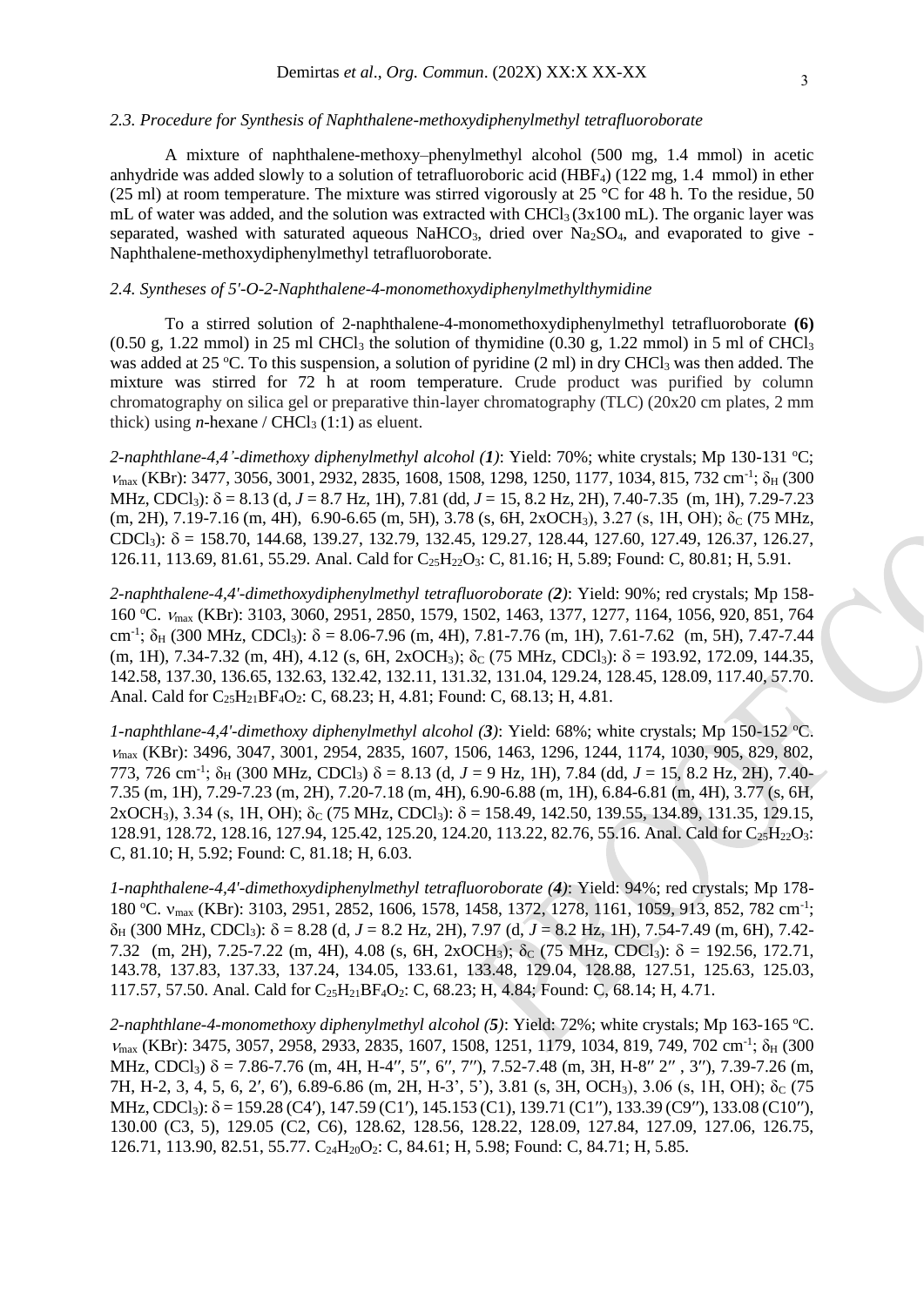### 2.3. Procedure for Synthesis of Naphthalene-methoxydiphenylmethyl tetrafluoroborate

A mixture of naphthalene-methoxy–phenylmethyl alcohol (500 mg, 1.4 mmol) in acetic anhydride was added slowly to a solution of tetrafluoroboric acid ($HBF_4$) (122 mg, 1.4 mmol) in ether (25 ml) at room temperature. The mixture was stirred vigorously at 25 °C for 48 h. To the residue, 50 mL of water was added, and the solution was extracted with $CHCl_3$ (3x100 mL). The organic layer was separated, washed with saturated aqueous $NaHCO_3$, dried over $Na_2SO_4$, and evaporated to give - Naphthalene-methoxydiphenylmethyl tetrafluoroborate.

### 2.4. Syntheses of 5'-O-2-Naphthalene-4-monomethoxydiphenylmethylthymidine

To a stirred solution of 2-naphthalene-4-monomethoxydiphenylmethyl tetrafluoroborate **(6)** (0.50 g, 1.22 mmol) in 25 ml $CHCl_3$ the solution of thymidine (0.30 g, 1.22 mmol) in 5 ml of $CHCl_3$ was added at 25 °C. To this suspension, a solution of pyridine (2 ml) in dry $CHCl_3$ was then added. The mixture was stirred for 72 h at room temperature. Crude product was purified by column chromatography on silica gel or preparative thin-layer chromatography (TLC) (20x20 cm plates, 2 mm thick) using *n*-hexane / $CHCl_3$ (1:1) as eluent.

*2-naphthlane-4,4'-dimethoxy diphenylmethyl alcohol (**1**)*: Yield: 70%; white crystals; Mp 130-131 °C; $\nu_{max}$ (KBr): 3477, 3056, 3001, 2932, 2835, 1608, 1508, 1298, 1250, 1177, 1034, 815, 732 $cm^{-1}$; $\delta_H$ (300 MHz, $CDCl_3$): δ = 8.13 (d, *J* = 8.7 Hz, 1H), 7.81 (dd, *J* = 15, 8.2 Hz, 2H), 7.40-7.35 (m, 1H), 7.29-7.23 (m, 2H), 7.19-7.16 (m, 4H), 6.90-6.65 (m, 5H), 3.78 (s, 6H, $2xOCH_3$), 3.27 (s, 1H, OH); $\delta_C$ (75 MHz, $CDCl_3$): δ = 158.70, 144.68, 139.27, 132.79, 132.45, 129.27, 128.44, 127.60, 127.49, 126.37, 126.27, 126.11, 113.69, 81.61, 55.29. Anal. Cald for $C_{25}H_{22}O_3$: C, 81.16; H, 5.89; Found: C, 80.81; H, 5.91.

*2-naphthalene-4,4'-dimethoxydiphenylmethyl tetrafluoroborate (**2**)*: Yield: 90%; red crystals; Mp 158-160 °C. $\nu_{max}$ (KBr): 3103, 3060, 2951, 2850, 1579, 1502, 1463, 1377, 1277, 1164, 1056, 920, 851, 764 $cm^{-1}$; $\delta_H$ (300 MHz, $CDCl_3$): δ = 8.06-7.96 (m, 4H), 7.81-7.76 (m, 1H), 7.61-7.62 (m, 5H), 7.47-7.44 (m, 1H), 7.34-7.32 (m, 4H), 4.12 (s, 6H, $2xOCH_3$); $\delta_C$ (75 MHz, $CDCl_3$): δ = 193.92, 172.09, 144.35, 142.58, 137.30, 136.65, 132.63, 132.42, 132.11, 131.32, 131.04, 129.24, 128.45, 128.09, 117.40, 57.70. Anal. Cald for $C_{25}H_{21}BF_4O_2$: C, 68.23; H, 4.81; Found: C, 68.13; H, 4.81.

*1-naphthlane-4,4'-dimethoxy diphenylmethyl alcohol (**3**)*: Yield: 68%; white crystals; Mp 150-152 °C. $\nu_{max}$ (KBr): 3496, 3047, 3001, 2954, 2835, 1607, 1506, 1463, 1296, 1244, 1174, 1030, 905, 829, 802, 773, 726 $cm^{-1}$; $\delta_H$ (300 MHz, $CDCl_3$) δ = 8.13 (d, *J* = 9 Hz, 1H), 7.84 (dd, *J* = 15, 8.2 Hz, 2H), 7.40-7.35 (m, 1H), 7.29-7.23 (m, 2H), 7.20-7.18 (m, 4H), 6.90-6.88 (m, 1H), 6.84-6.81 (m, 4H), 3.77 (s, 6H, $2xOCH_3$), 3.34 (s, 1H, OH); $\delta_C$ (75 MHz, $CDCl_3$): δ = 158.49, 142.50, 139.55, 134.89, 131.35, 129.15, 128.91, 128.72, 128.16, 127.94, 125.42, 125.20, 124.20, 113.22, 82.76, 55.16. Anal. Cald for $C_{25}H_{22}O_3$: C, 81.10; H, 5.92; Found: C, 81.18; H, 6.03.

*1-naphthalene-4,4'-dimethoxydiphenylmethyl tetrafluoroborate (**4**)*: Yield: 94%; red crystals; Mp 178-180 °C. $\nu_{max}$ (KBr): 3103, 2951, 2852, 1606, 1578, 1458, 1372, 1278, 1161, 1059, 913, 852, 782 $cm^{-1}$; $\delta_H$ (300 MHz, $CDCl_3$): δ = 8.28 (d, *J* = 8.2 Hz, 2H), 7.97 (d, *J* = 8.2 Hz, 1H), 7.54-7.49 (m, 6H), 7.42-7.32 (m, 2H), 7.25-7.22 (m, 4H), 4.08 (s, 6H, $2xOCH_3$); $\delta_C$ (75 MHz, $CDCl_3$): δ = 192.56, 172.71, 143.78, 137.83, 137.33, 137.24, 134.05, 133.61, 133.48, 129.04, 128.88, 127.51, 125.63, 125.03, 117.57, 57.50. Anal. Cald for $C_{25}H_{21}BF_4O_2$: C, 68.23; H, 4.84; Found: C, 68.14; H, 4.71.

*2-naphthlane-4-monomethoxy diphenylmethyl alcohol (**5**)*: Yield: 72%; white crystals; Mp 163-165 °C. $\nu_{max}$ (KBr): 3475, 3057, 2958, 2933, 2835, 1607, 1508, 1251, 1179, 1034, 819, 749, 702 $cm^{-1}$; $\delta_H$ (300 MHz, $CDCl_3$) δ = 7.86-7.76 (m, 4H, H-4″, 5″, 6″, 7″), 7.52-7.48 (m, 3H, H-8″ 2″ , 3″), 7.39-7.26 (m, 7H, H-2, 3, 4, 5, 6, 2′, 6′), 6.89-6.86 (m, 2H, H-3’, 5’), 3.81 (s, 3H, $OCH_3$), 3.06 (s, 1H, OH); $\delta_C$ (75 MHz, $CDCl_3$): δ = 159.28 (C4′), 147.59 (C1′), 145.153 (C1), 139.71 (C1″), 133.39 (C9″), 133.08 (C10″), 130.00 (C3, 5), 129.05 (C2, C6), 128.62, 128.56, 128.22, 128.09, 127.84, 127.09, 127.06, 126.75, 126.71, 113.90, 82.51, 55.77. $C_{24}H_{20}O_2$: C, 84.61; H, 5.98; Found: C, 84.71; H, 5.85.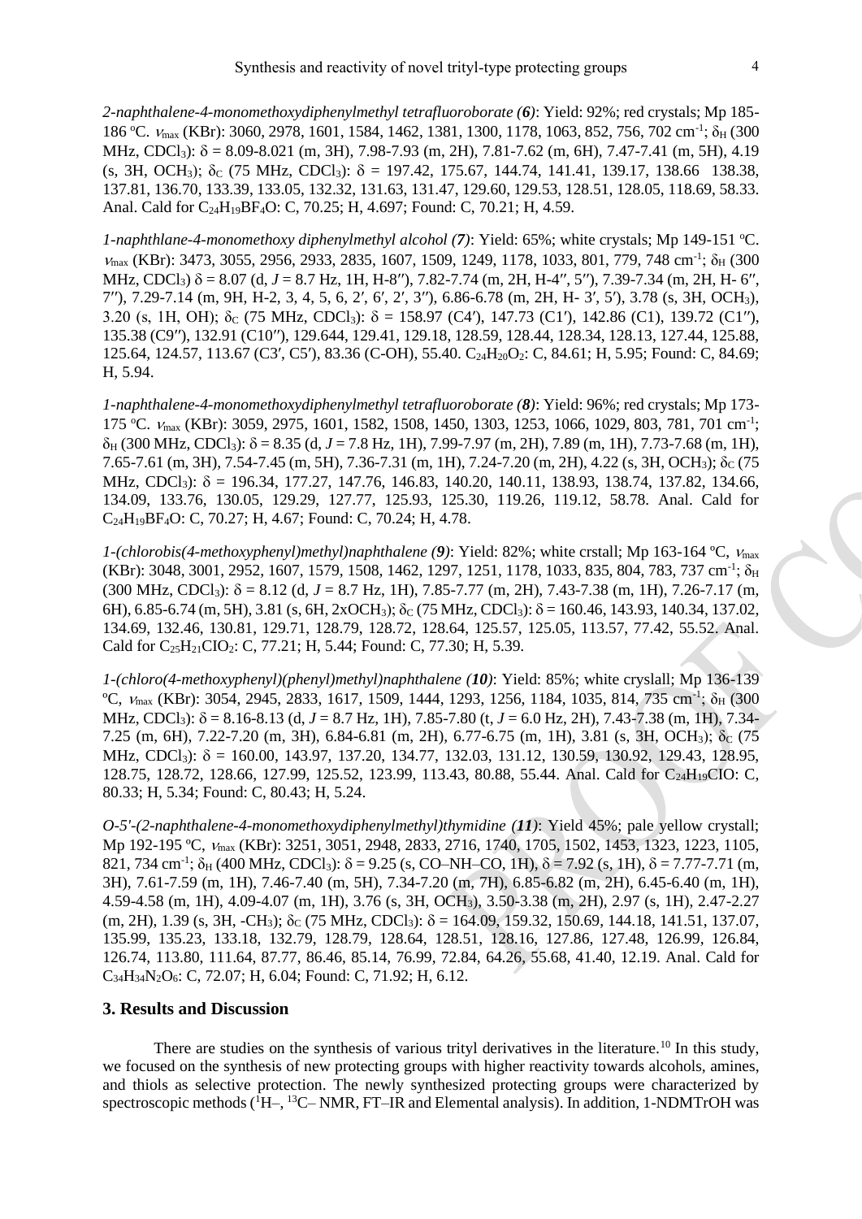*2-naphthalene-4-monomethoxydiphenylmethyl tetrafluoroborate (6)*: Yield: 92%; red crystals; Mp 185-186 ºC. $\nu_{max}$ (KBr): 3060, 2978, 1601, 1584, 1462, 1381, 1300, 1178, 1063, 852, 756, 702 cm$^{-1}$; $\delta_H$ (300 MHz, $CDCl_3$): δ = 8.09-8.021 (m, 3H), 7.98-7.93 (m, 2H), 7.81-7.62 (m, 6H), 7.47-7.41 (m, 5H), 4.19 (s, 3H, $OCH_3$); $\delta_C$ (75 MHz, $CDCl_3$): δ = 197.42, 175.67, 144.74, 141.41, 139.17, 138.66 138.38, 137.81, 136.70, 133.39, 133.05, 132.32, 131.63, 131.47, 129.60, 129.53, 128.51, 128.05, 118.69, 58.33. Anal. Cald for $C_{24}H_{19}BF_4O$: C, 70.25; H, 4.697; Found: C, 70.21; H, 4.59.

*1-naphthlane-4-monomethoxy diphenylmethyl alcohol (7)*: Yield: 65%; white crystals; Mp 149-151 ºC. $\nu_{max}$ (KBr): 3473, 3055, 2956, 2933, 2835, 1607, 1509, 1249, 1178, 1033, 801, 779, 748 cm$^{-1}$; $\delta_H$ (300 MHz, $CDCl_3$) δ = 8.07 (d, *J* = 8.7 Hz, 1H, H-8′′), 7.82-7.74 (m, 2H, H-4′′, 5′′), 7.39-7.34 (m, 2H, H- 6′′, 7′′), 7.29-7.14 (m, 9H, H-2, 3, 4, 5, 6, 2′, 6′, 2′, 3′′), 6.86-6.78 (m, 2H, H- 3′, 5′), 3.78 (s, 3H, $OCH_3$), 3.20 (s, 1H, OH); $\delta_C$ (75 MHz, $CDCl_3$): δ = 158.97 (C4′), 147.73 (C1′), 142.86 (C1), 139.72 (C1′′), 135.38 (C9′′), 132.91 (C10′′), 129.644, 129.41, 129.18, 128.59, 128.44, 128.34, 128.13, 127.44, 125.88, 125.64, 124.57, 113.67 (C3′, C5′), 83.36 (C-OH), 55.40. $C_{24}H_{20}O_2$: C, 84.61; H, 5.95; Found: C, 84.69; H, 5.94.

*1-naphthalene-4-monomethoxydiphenylmethyl tetrafluoroborate (8)*: Yield: 96%; red crystals; Mp 173-175 ºC. $\nu_{max}$ (KBr): 3059, 2975, 1601, 1582, 1508, 1450, 1303, 1253, 1066, 1029, 803, 781, 701 cm$^{-1}$; $\delta_H$ (300 MHz, $CDCl_3$): δ = 8.35 (d, *J* = 7.8 Hz, 1H), 7.99-7.97 (m, 2H), 7.89 (m, 1H), 7.73-7.68 (m, 1H), 7.65-7.61 (m, 3H), 7.54-7.45 (m, 5H), 7.36-7.31 (m, 1H), 7.24-7.20 (m, 2H), 4.22 (s, 3H, $OCH_3$); $\delta_C$ (75 MHz, $CDCl_3$): δ = 196.34, 177.27, 147.76, 146.83, 140.20, 140.11, 138.93, 138.74, 137.82, 134.66, 134.09, 133.76, 130.05, 129.29, 127.77, 125.93, 125.30, 119.26, 119.12, 58.78. Anal. Cald for $C_{24}H_{19}BF_4O$: C, 70.27; H, 4.67; Found: C, 70.24; H, 4.78.

*1-(chlorobis(4-methoxyphenyl)methyl)naphthalene (9)*: Yield: 82%; white crstall; Mp 163-164 ºC, $\nu_{max}$ (KBr): 3048, 3001, 2952, 1607, 1579, 1508, 1462, 1297, 1251, 1178, 1033, 835, 804, 783, 737 cm$^{-1}$; $\delta_H$ (300 MHz, $CDCl_3$): δ = 8.12 (d, *J* = 8.7 Hz, 1H), 7.85-7.77 (m, 2H), 7.43-7.38 (m, 1H), 7.26-7.17 (m, 6H), 6.85-6.74 (m, 5H), 3.81 (s, 6H, 2x$OCH_3$); $\delta_C$ (75 MHz, $CDCl_3$): δ = 160.46, 143.93, 140.34, 137.02, 134.69, 132.46, 130.81, 129.71, 128.79, 128.72, 128.64, 125.57, 125.05, 113.57, 77.42, 55.52. Anal. Cald for $C_{25}H_{21}ClO_2$: C, 77.21; H, 5.44; Found: C, 77.30; H, 5.39.

*1-(chloro(4-methoxyphenyl)(phenyl)methyl)naphthalene (10)*: Yield: 85%; white cryslall; Mp 136-139 ºC, $\nu_{max}$ (KBr): 3054, 2945, 2833, 1617, 1509, 1444, 1293, 1256, 1184, 1035, 814, 735 cm$^{-1}$; $\delta_H$ (300 MHz, $CDCl_3$): δ = 8.16-8.13 (d, *J* = 8.7 Hz, 1H), 7.85-7.80 (t, *J* = 6.0 Hz, 2H), 7.43-7.38 (m, 1H), 7.34-7.25 (m, 6H), 7.22-7.20 (m, 3H), 6.84-6.81 (m, 2H), 6.77-6.75 (m, 1H), 3.81 (s, 3H, $OCH_3$); $\delta_C$ (75 MHz, $CDCl_3$): δ = 160.00, 143.97, 137.20, 134.77, 132.03, 131.12, 130.59, 130.92, 129.43, 128.95, 128.75, 128.72, 128.66, 127.99, 125.52, 123.99, 113.43, 80.88, 55.44. Anal. Cald for $C_{24}H_{19}ClO$: C, 80.33; H, 5.34; Found: C, 80.43; H, 5.24.

*O-5′-(2-naphthalene-4-monomethoxydiphenylmethyl)thymidine (11)*: Yield 45%; pale yellow crystall; Mp 192-195 ºC, $\nu_{max}$ (KBr): 3251, 3051, 2948, 2833, 2716, 1740, 1705, 1502, 1453, 1323, 1223, 1105, 821, 734 cm$^{-1}$; $\delta_H$ (400 MHz, $CDCl_3$): δ = 9.25 (s, CO–NH–CO, 1H), δ = 7.92 (s, 1H), δ = 7.77-7.71 (m, 3H), 7.61-7.59 (m, 1H), 7.46-7.40 (m, 5H), 7.34-7.20 (m, 7H), 6.85-6.82 (m, 2H), 6.45-6.40 (m, 1H), 4.59-4.58 (m, 1H), 4.09-4.07 (m, 1H), 3.76 (s, 3H, $OCH_3$), 3.50-3.38 (m, 2H), 2.97 (s, 1H), 2.47-2.27 (m, 2H), 1.39 (s, 3H, -$CH_3$); $\delta_C$ (75 MHz, $CDCl_3$): δ = 164.09, 159.32, 150.69, 144.18, 141.51, 137.07, 135.99, 135.23, 133.18, 132.79, 128.79, 128.64, 128.51, 128.16, 127.86, 127.48, 126.99, 126.84, 126.74, 113.80, 111.64, 87.77, 86.46, 85.14, 76.99, 72.84, 64.26, 55.68, 41.40, 12.19. Anal. Cald for $C_{34}H_{34}N_2O_6$: C, 72.07; H, 6.04; Found: C, 71.92; H, 6.12.

## 3. Results and Discussion

There are studies on the synthesis of various trityl derivatives in the literature.[10] In this study, we focused on the synthesis of new protecting groups with higher reactivity towards alcohols, amines, and thiols as selective protection. The newly synthesized protecting groups were characterized by spectroscopic methods ($^1$H–, $^{13}$C– NMR, FT–IR and Elemental analysis). In addition, 1-NDMTrOH was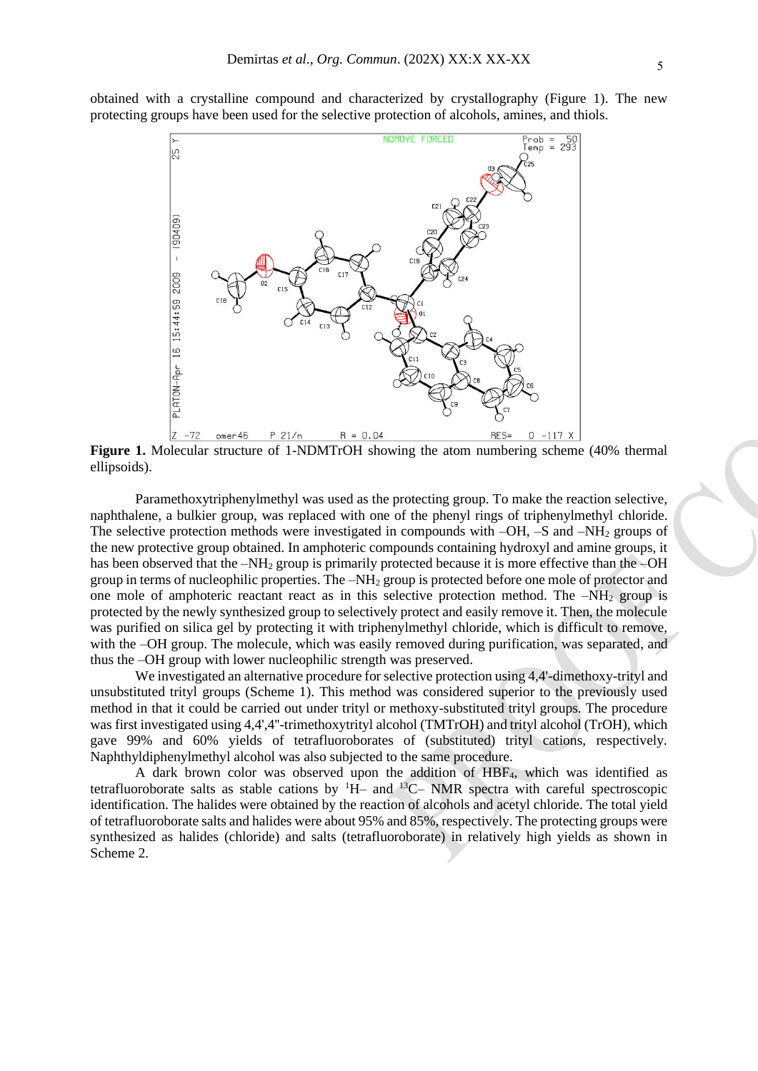obtained with a crystalline compound and characterized by crystallography (Figure 1). The new protecting groups have been used for the selective protection of alcohols, amines, and thiols.

**Figure 1.** Molecular structure of 1-NDMTrOH showing the atom numbering scheme (40% thermal ellipsoids).

Paramethoxytriphenylmethyl was used as the protecting group. To make the reaction selective, naphthalene, a bulkier group, was replaced with one of the phenyl rings of triphenylmethyl chloride. The selective protection methods were investigated in compounds with –OH, –S and $–NH_2$ groups of the new protective group obtained. In amphoteric compounds containing hydroxyl and amine groups, it has been observed that the $–NH_2$ group is primarily protected because it is more effective than the –OH group in terms of nucleophilic properties. The $–NH_2$ group is protected before one mole of protector and one mole of amphoteric reactant react as in this selective protection method. The $–NH_2$ group is protected by the newly synthesized group to selectively protect and easily remove it. Then, the molecule was purified on silica gel by protecting it with triphenylmethyl chloride, which is difficult to remove, with the –OH group. The molecule, which was easily removed during purification, was separated, and thus the –OH group with lower nucleophilic strength was preserved.

We investigated an alternative procedure for selective protection using 4,4'-dimethoxy-trityl and unsubstituted trityl groups (Scheme 1). This method was considered superior to the previously used method in that it could be carried out under trityl or methoxy-substituted trityl groups. The procedure was first investigated using 4,4',4"-trimethoxytrityl alcohol (TMTrOH) and trityl alcohol (TrOH), which gave 99% and 60% yields of tetrafluoroborates of (substituted) trityl cations, respectively. Naphthyldiphenylmethyl alcohol was also subjected to the same procedure.

A dark brown color was observed upon the addition of $HBF_4$, which was identified as tetrafluoroborate salts as stable cations by $^{1}H$– and $^{13}C$– NMR spectra with careful spectroscopic identification. The halides were obtained by the reaction of alcohols and acetyl chloride. The total yield of tetrafluoroborate salts and halides were about 95% and 85%, respectively. The protecting groups were synthesized as halides (chloride) and salts (tetrafluoroborate) in relatively high yields as shown in Scheme 2.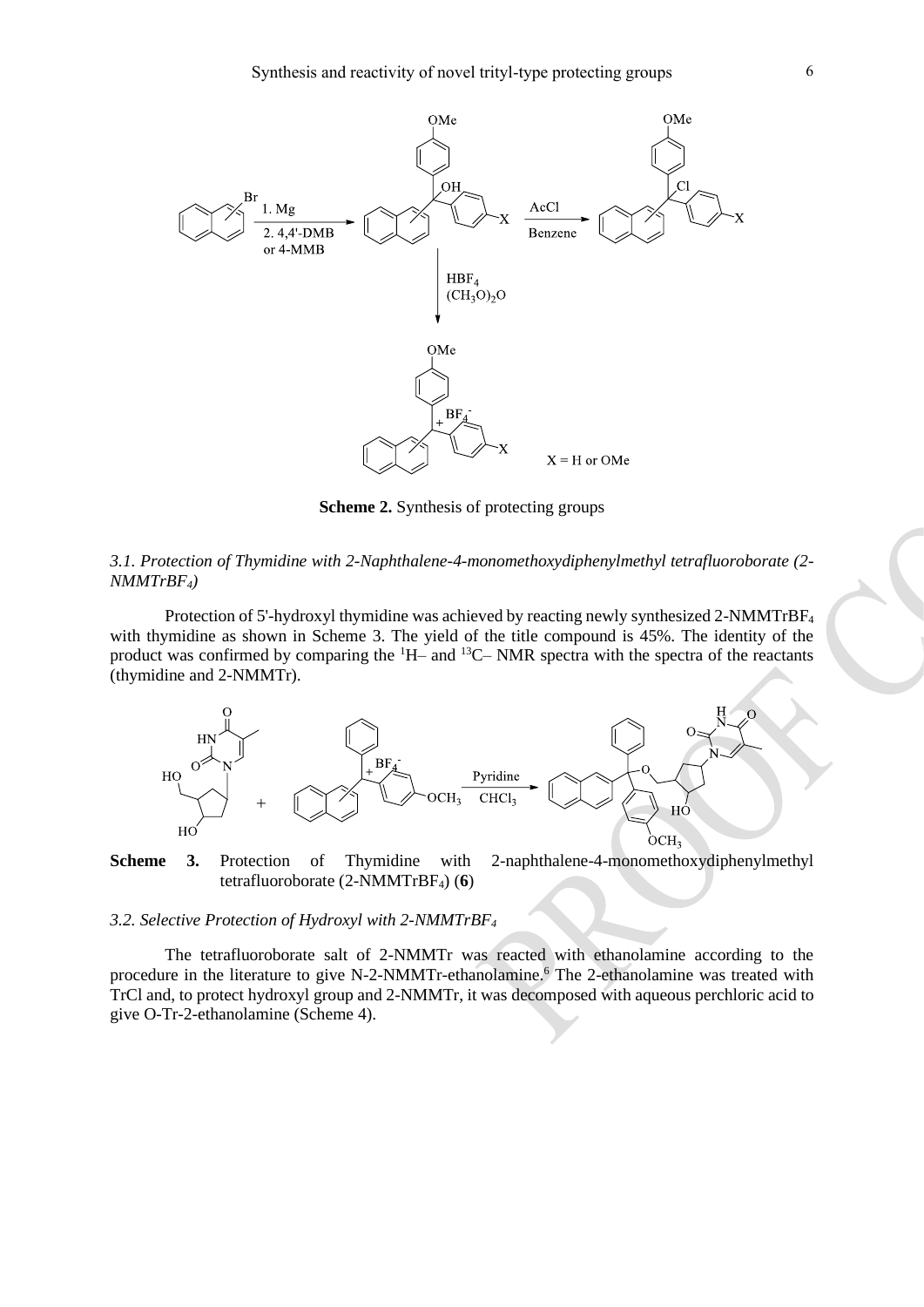**Scheme 2.** Synthesis of protecting groups

### *3.1. Protection of Thymidine with 2-Naphthalene-4-monomethoxydiphenylmethyl tetrafluoroborate (2-NMMTrBF$_4$)*

Protection of 5'-hydroxyl thymidine was achieved by reacting newly synthesized 2-NMMTrBF$_4$ with thymidine as shown in Scheme 3. The yield of the title compound is 45%. The identity of the product was confirmed by comparing the $^{1}$H– and $^{13}$C– NMR spectra with the spectra of the reactants (thymidine and 2-NMMTr).

**Scheme 3.** Protection of Thymidine with 2-naphthalene-4-monomethoxydiphenylmethyl tetrafluoroborate (2-NMMTrBF$_4$) (**6**)

### *3.2. Selective Protection of Hydroxyl with 2-NMMTrBF$_4$*

The tetrafluoroborate salt of 2-NMMTr was reacted with ethanolamine according to the procedure in the literature to give N-2-NMMTr-ethanolamine.[6] The 2-ethanolamine was treated with TrCl and, to protect hydroxyl group and 2-NMMTr, it was decomposed with aqueous perchloric acid to give O-Tr-2-ethanolamine (Scheme 4).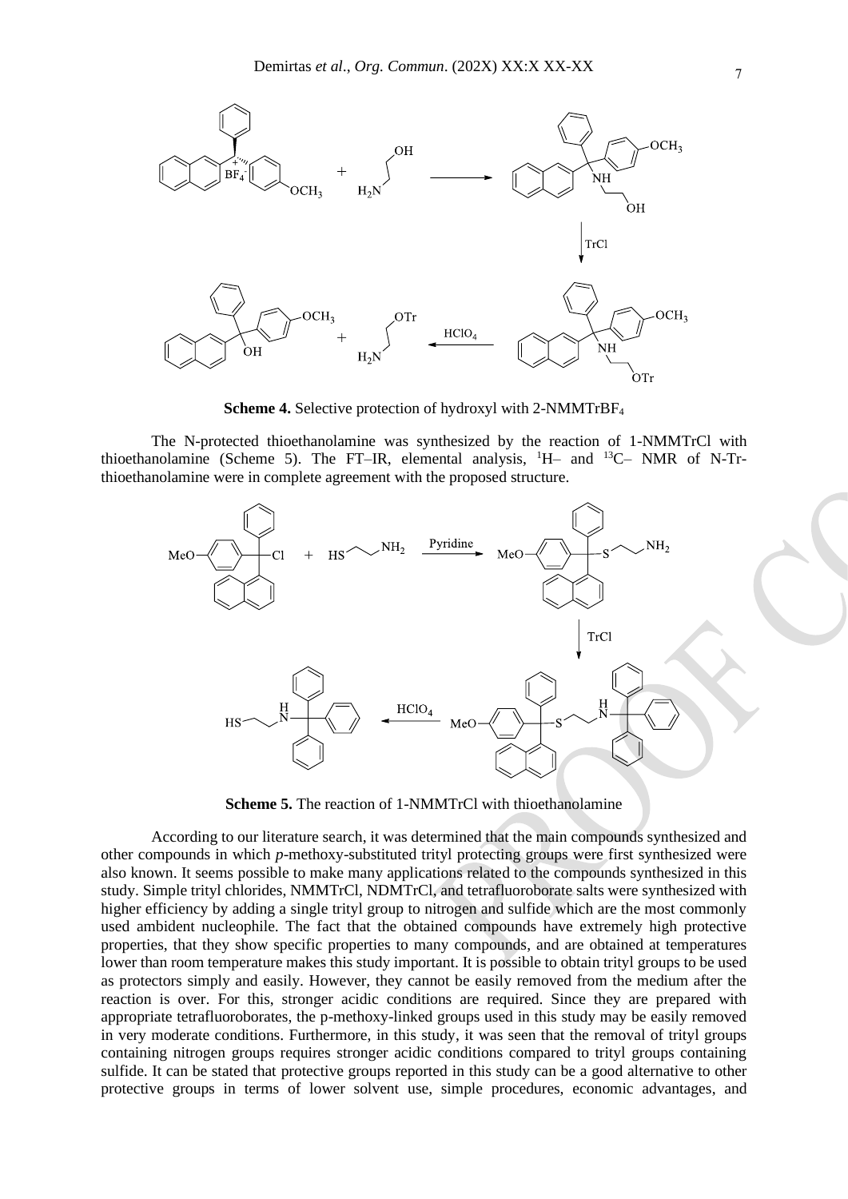**Scheme 4.** Selective protection of hydroxyl with 2-NMMTr$BF_4$

The N-protected thioethanolamine was synthesized by the reaction of 1-NMMTrCl with thioethanolamine (Scheme 5). The FT–IR, elemental analysis, $^1$H– and $^{13}$C– NMR of N-Tr-thioethanolamine were in complete agreement with the proposed structure.

**Scheme 5.** The reaction of 1-NMMTrCl with thioethanolamine

According to our literature search, it was determined that the main compounds synthesized and other compounds in which *p*-methoxy-substituted trityl protecting groups were first synthesized were also known. It seems possible to make many applications related to the compounds synthesized in this study. Simple trityl chlorides, NMMTrCl, NDMTrCl, and tetrafluoroborate salts were synthesized with higher efficiency by adding a single trityl group to nitrogen and sulfide which are the most commonly used ambident nucleophile. The fact that the obtained compounds have extremely high protective properties, that they show specific properties to many compounds, and are obtained at temperatures lower than room temperature makes this study important. It is possible to obtain trityl groups to be used as protectors simply and easily. However, they cannot be easily removed from the medium after the reaction is over. For this, stronger acidic conditions are required. Since they are prepared with appropriate tetrafluoroborates, the p-methoxy-linked groups used in this study may be easily removed in very moderate conditions. Furthermore, in this study, it was seen that the removal of trityl groups containing nitrogen groups requires stronger acidic conditions compared to trityl groups containing sulfide. It can be stated that protective groups reported in this study can be a good alternative to other protective groups in terms of lower solvent use, simple procedures, economic advantages, and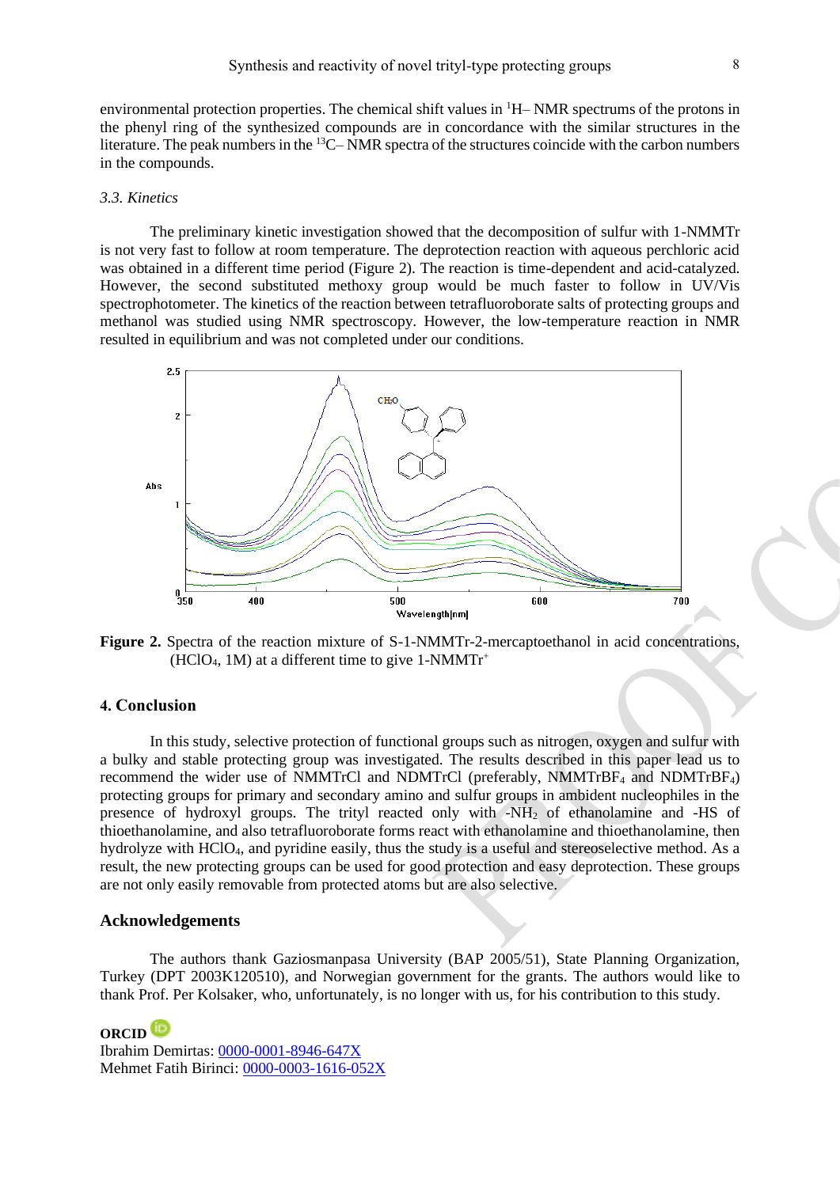environmental protection properties. The chemical shift values in $^1$H– NMR spectrums of the protons in the phenyl ring of the synthesized compounds are in concordance with the similar structures in the literature. The peak numbers in the $^{13}$C– NMR spectra of the structures coincide with the carbon numbers in the compounds.

### *3.3. Kinetics*

The preliminary kinetic investigation showed that the decomposition of sulfur with 1-NMMTr is not very fast to follow at room temperature. The deprotection reaction with aqueous perchloric acid was obtained in a different time period (Figure 2). The reaction is time-dependent and acid-catalyzed. However, the second substituted methoxy group would be much faster to follow in UV/Vis spectrophotometer. The kinetics of the reaction between tetrafluoroborate salts of protecting groups and methanol was studied using NMR spectroscopy. However, the low-temperature reaction in NMR resulted in equilibrium and was not completed under our conditions.

**Figure 2.** Spectra of the reaction mixture of S-1-NMMTr-2-mercaptoethanol in acid concentrations, ($HClO_4$, 1M) at a different time to give 1-NMMTr$^+$

## 4. Conclusion

In this study, selective protection of functional groups such as nitrogen, oxygen and sulfur with a bulky and stable protecting group was investigated. The results described in this paper lead us to recommend the wider use of NMMTrCl and NDMTrCl (preferably, $NMMTrBF_4$ and $NDMTrBF_4$) protecting groups for primary and secondary amino and sulfur groups in ambident nucleophiles in the presence of hydroxyl groups. The trityl reacted only with -$NH_2$ of ethanolamine and -HS of thioethanolamine, and also tetrafluoroborate forms react with ethanolamine and thioethanolamine, then hydrolyze with $HClO_4$, and pyridine easily, thus the study is a useful and stereoselective method. As a result, the new protecting groups can be used for good protection and easy deprotection. These groups are not only easily removable from protected atoms but are also selective.

## Acknowledgements

The authors thank Gaziosmanpasa University (BAP 2005/51), State Planning Organization, Turkey (DPT 2003K120510), and Norwegian government for the grants. The authors would like to thank Prof. Per Kolsaker, who, unfortunately, is no longer with us, for his contribution to this study.

**ORCID**

Ibrahim Demirtas: 0000-0001-8946-647X

Mehmet Fatih Birinci: 0000-0003-1616-052X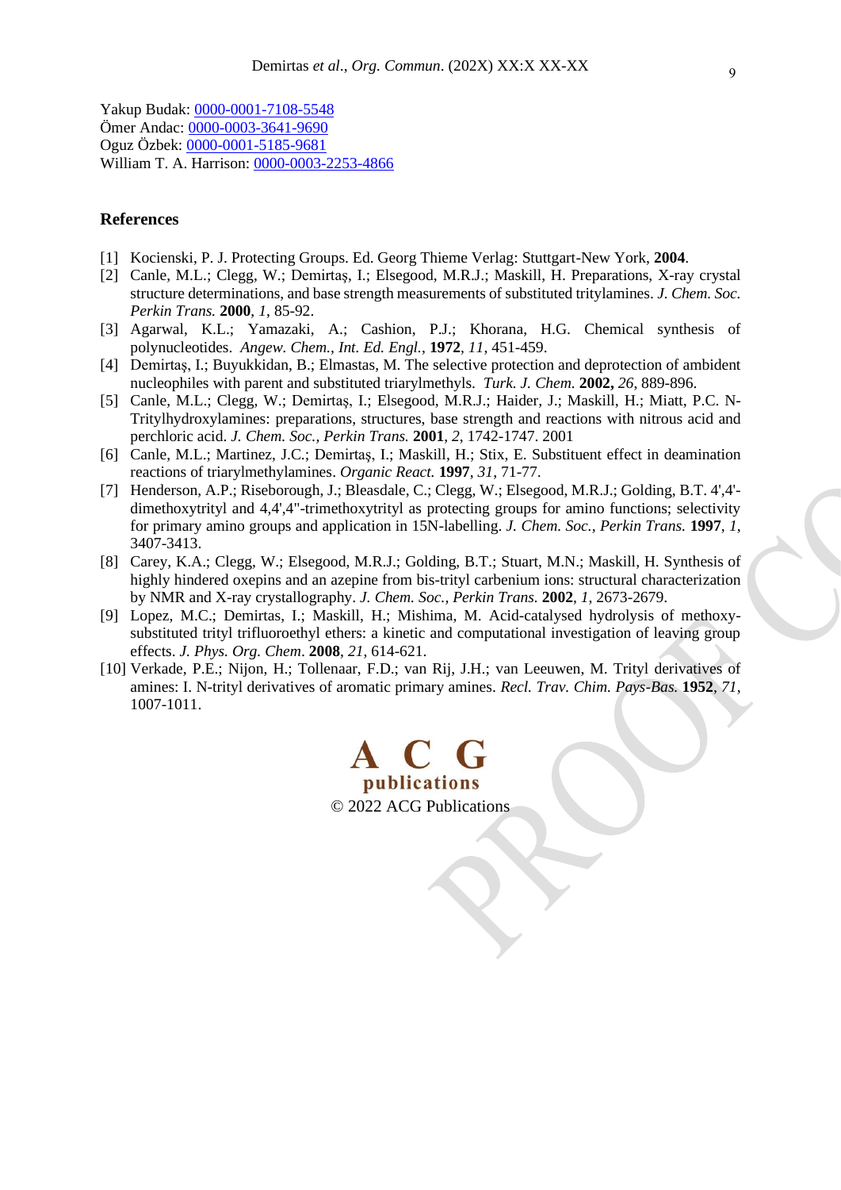Yakup Budak: [0000-0001-7108-5548](0000-0001-7108-5548)
Ömer Andac: [0000-0003-3641-9690](0000-0003-3641-9690)
Oguz Özbek: [0000-0001-5185-9681](0000-0001-5185-9681)
William T. A. Harrison: [0000-0003-2253-4866](0000-0003-2253-4866)

## References

[1] Kocienski, P. J. Protecting Groups. Ed. Georg Thieme Verlag: Stuttgart-New York, **2004**.

[2] Canle, M.L.; Clegg, W.; Demirtaş, I.; Elsegood, M.R.J.; Maskill, H. Preparations, X-ray crystal structure determinations, and base strength measurements of substituted tritylamines. *J. Chem. Soc. Perkin Trans.* **2000**, *1*, 85-92.

[3] Agarwal, K.L.; Yamazaki, A.; Cashion, P.J.; Khorana, H.G. Chemical synthesis of polynucleotides. *Angew. Chem., Int. Ed. Engl.*, **1972**, *11*, 451-459.

[4] Demirtaş, I.; Buyukkidan, B.; Elmastas, M. The selective protection and deprotection of ambident nucleophiles with parent and substituted triarylmethyls. *Turk. J. Chem.* **2002,** *26*, 889-896.

[5] Canle, M.L.; Clegg, W.; Demirtaş, I.; Elsegood, M.R.J.; Haider, J.; Maskill, H.; Miatt, P.C. N-Tritylhydroxylamines: preparations, structures, base strength and reactions with nitrous acid and perchloric acid. *J. Chem. Soc., Perkin Trans.* **2001**, *2*, 1742-1747. 2001

[6] Canle, M.L.; Martinez, J.C.; Demirtaş, I.; Maskill, H.; Stix, E. Substituent effect in deamination reactions of triarylmethylamines. *Organic React.* **1997**, *31*, 71-77.

[7] Henderson, A.P.; Riseborough, J.; Bleasdale, C.; Clegg, W.; Elsegood, M.R.J.; Golding, B.T. 4',4'-dimethoxytrityl and 4,4',4"-trimethoxytrityl as protecting groups for amino functions; selectivity for primary amino groups and application in 15N-labelling. *J. Chem. Soc., Perkin Trans.* **1997**, *1*, 3407-3413.

[8] Carey, K.A.; Clegg, W.; Elsegood, M.R.J.; Golding, B.T.; Stuart, M.N.; Maskill, H. Synthesis of highly hindered oxepins and an azepine from bis-trityl carbenium ions: structural characterization by NMR and X-ray crystallography. *J. Chem. Soc., Perkin Trans.* **2002**, *1*, 2673-2679.

[9] Lopez, M.C.; Demirtas, I.; Maskill, H.; Mishima, M. Acid-catalysed hydrolysis of methoxy-substituted trityl trifluoroethyl ethers: a kinetic and computational investigation of leaving group effects. *J. Phys. Org. Chem*. **2008**, *21*, 614-621.

[10] Verkade, P.E.; Nijon, H.; Tollenaar, F.D.; van Rij, J.H.; van Leeuwen, M. Trityl derivatives of amines: I. N-trityl derivatives of aromatic primary amines. *Recl. Trav. Chim. Pays-Bas.* **1952**, *71*, 1007-1011.

A C G
publications
© 2022 ACG Publications